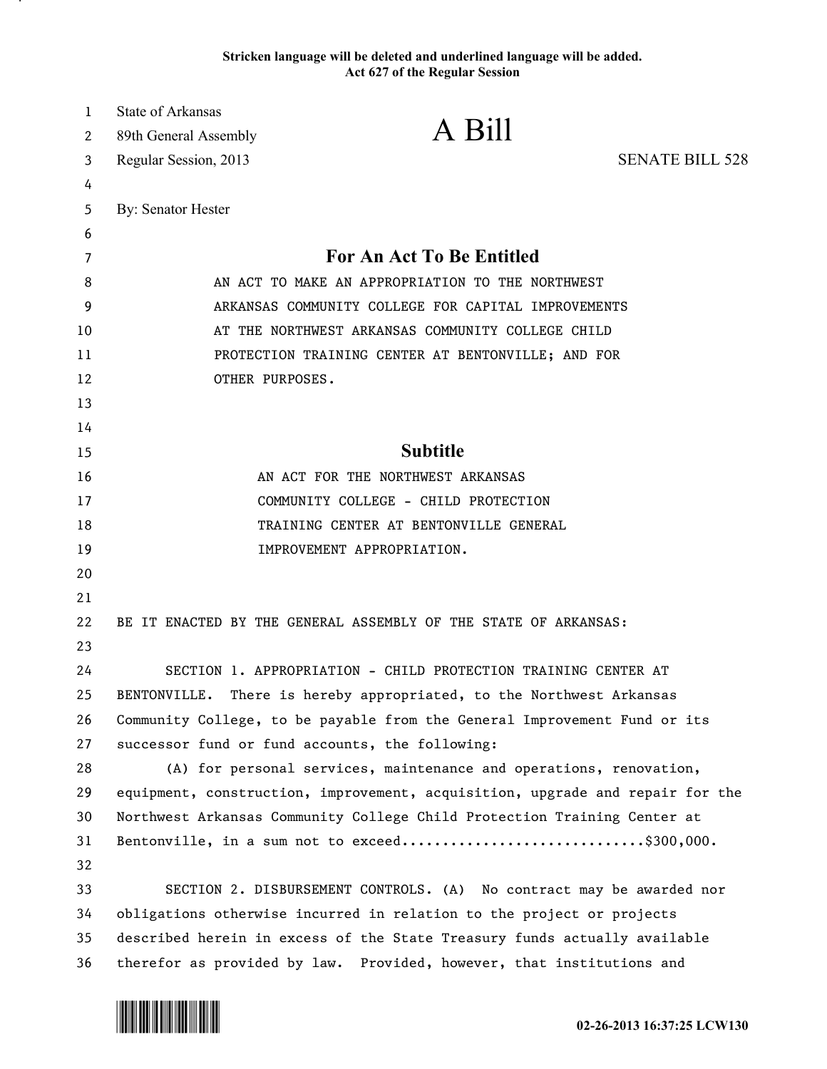Stricken language will be deleted and underlined language will be added.
Act 627 of the Regular Session

State of Arkansas
89th General Assembly
Regular Session, 2013

# A Bill

SENATE BILL 528

By: Senator Hester

## For An Act To Be Entitled

AN ACT TO MAKE AN APPROPRIATION TO THE NORTHWEST ARKANSAS COMMUNITY COLLEGE FOR CAPITAL IMPROVEMENTS AT THE NORTHWEST ARKANSAS COMMUNITY COLLEGE CHILD PROTECTION TRAINING CENTER AT BENTONVILLE; AND FOR OTHER PURPOSES.

## Subtitle

AN ACT FOR THE NORTHWEST ARKANSAS COMMUNITY COLLEGE - CHILD PROTECTION TRAINING CENTER AT BENTONVILLE GENERAL IMPROVEMENT APPROPRIATION.

BE IT ENACTED BY THE GENERAL ASSEMBLY OF THE STATE OF ARKANSAS:

SECTION 1. APPROPRIATION - CHILD PROTECTION TRAINING CENTER AT BENTONVILLE. There is hereby appropriated, to the Northwest Arkansas Community College, to be payable from the General Improvement Fund or its successor fund or fund accounts, the following:

(A) for personal services, maintenance and operations, renovation, equipment, construction, improvement, acquisition, upgrade and repair for the Northwest Arkansas Community College Child Protection Training Center at Bentonville, in a sum not to exceed..............................$300,000.

SECTION 2. DISBURSEMENT CONTROLS. (A) No contract may be awarded nor obligations otherwise incurred in relation to the project or projects described herein in excess of the State Treasury funds actually available therefor as provided by law. Provided, however, that institutions and

02-26-2013 16:37:25 LCW130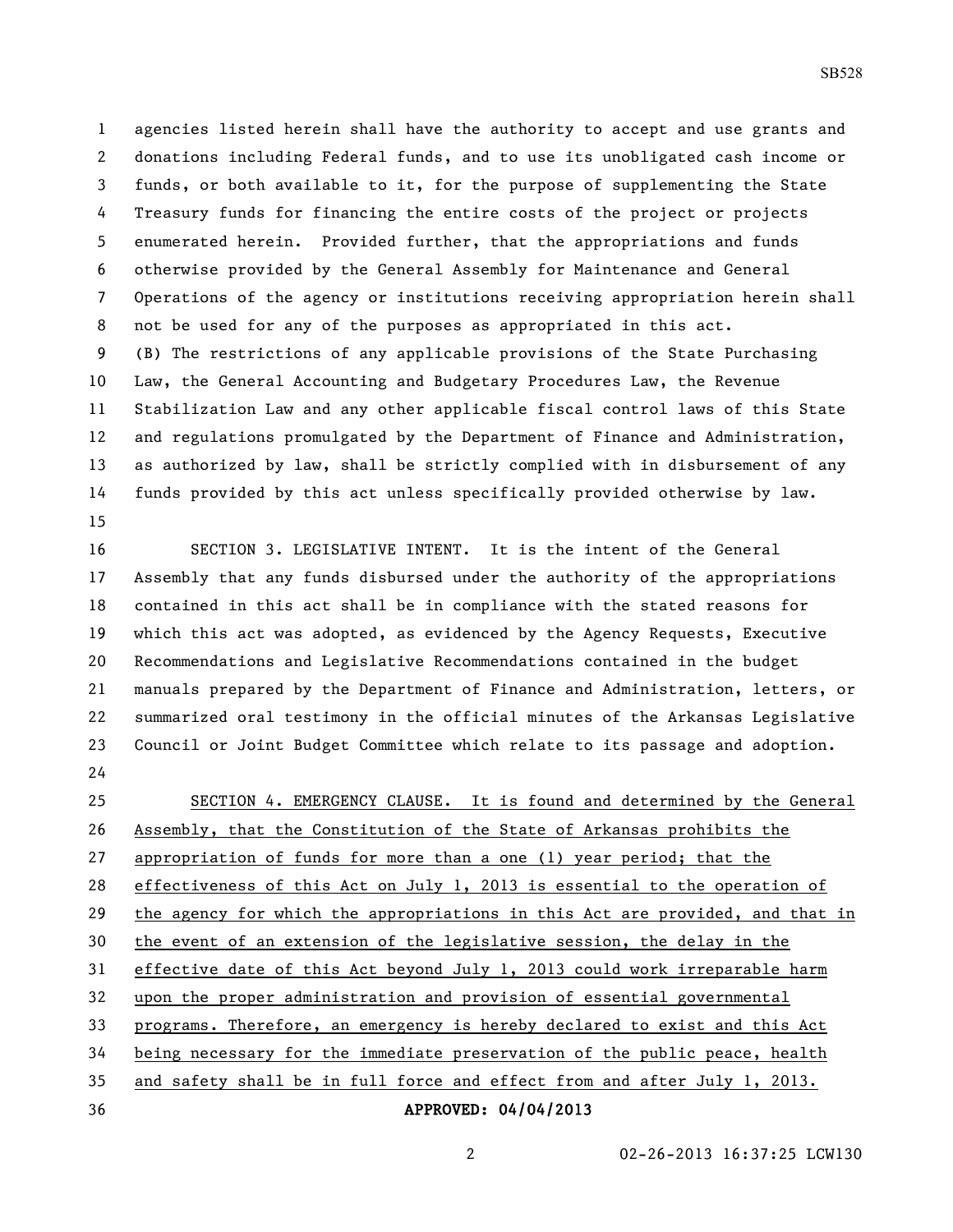agencies listed herein shall have the authority to accept and use grants and donations including Federal funds, and to use its unobligated cash income or funds, or both available to it, for the purpose of supplementing the State Treasury funds for financing the entire costs of the project or projects enumerated herein. Provided further, that the appropriations and funds otherwise provided by the General Assembly for Maintenance and General Operations of the agency or institutions receiving appropriation herein shall not be used for any of the purposes as appropriated in this act.

(B) The restrictions of any applicable provisions of the State Purchasing Law, the General Accounting and Budgetary Procedures Law, the Revenue Stabilization Law and any other applicable fiscal control laws of this State and regulations promulgated by the Department of Finance and Administration, as authorized by law, shall be strictly complied with in disbursement of any funds provided by this act unless specifically provided otherwise by law.

SECTION 3. LEGISLATIVE INTENT. It is the intent of the General Assembly that any funds disbursed under the authority of the appropriations contained in this act shall be in compliance with the stated reasons for which this act was adopted, as evidenced by the Agency Requests, Executive Recommendations and Legislative Recommendations contained in the budget manuals prepared by the Department of Finance and Administration, letters, or summarized oral testimony in the official minutes of the Arkansas Legislative Council or Joint Budget Committee which relate to its passage and adoption.

SECTION 4. EMERGENCY CLAUSE. It is found and determined by the General Assembly, that the Constitution of the State of Arkansas prohibits the appropriation of funds for more than a one (1) year period; that the effectiveness of this Act on July 1, 2013 is essential to the operation of the agency for which the appropriations in this Act are provided, and that in the event of an extension of the legislative session, the delay in the effective date of this Act beyond July 1, 2013 could work irreparable harm upon the proper administration and provision of essential governmental programs. Therefore, an emergency is hereby declared to exist and this Act being necessary for the immediate preservation of the public peace, health and safety shall be in full force and effect from and after July 1, 2013.

**APPROVED: 04/04/2013**

02-26-2013 16:37:25 LCW130